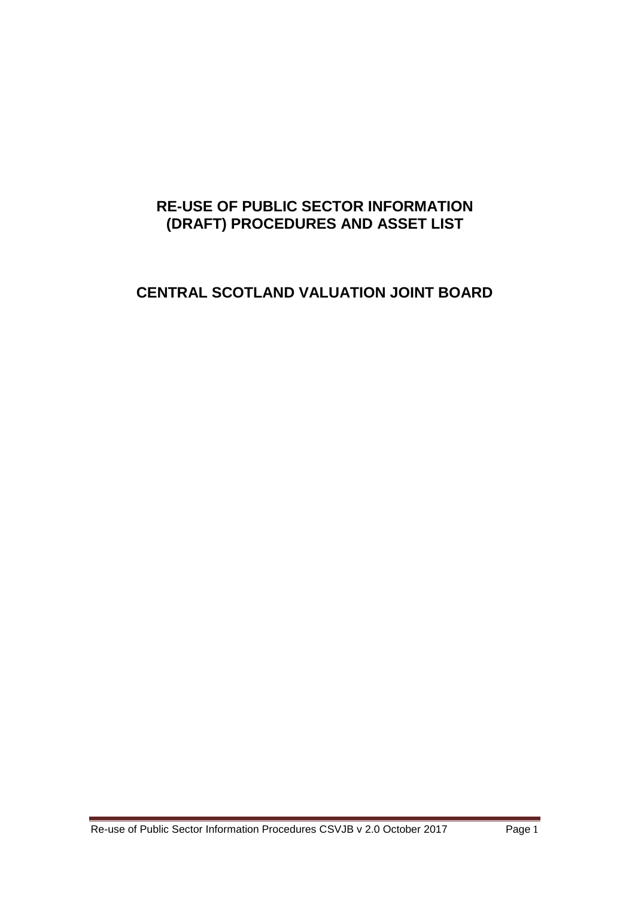# RE-USE OF PUBLIC SECTOR INFORMATION (DRAFT) PROCEDURES AND ASSET LIST

# CENTRAL SCOTLAND VALUATION JOINT BOARD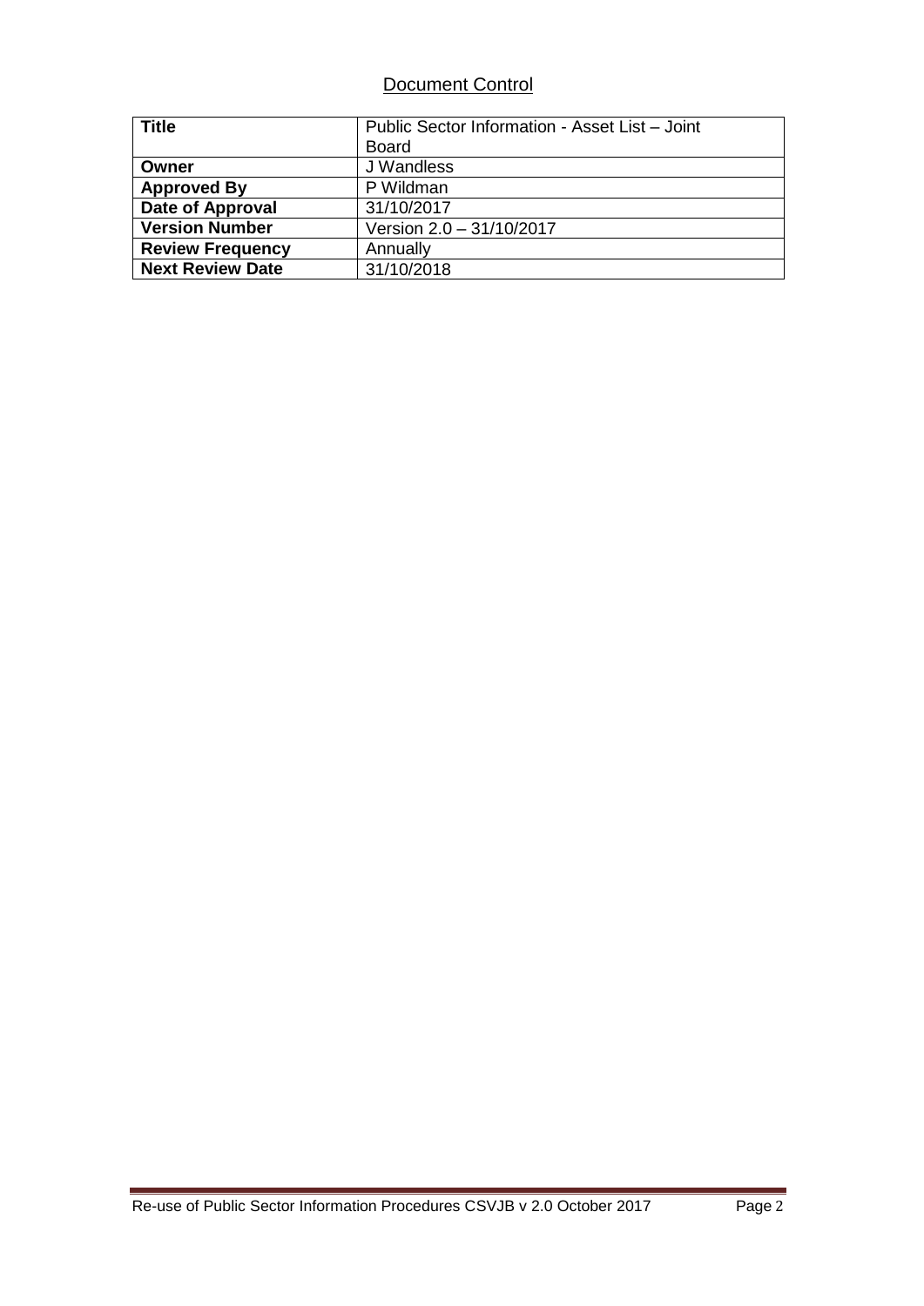## Document Control

| **Title** | Public Sector Information - Asset List – Joint Board |
|---|---|
| **Owner** | J Wandless |
| **Approved By** | P Wildman |
| **Date of Approval** | 31/10/2017 |
| **Version Number** | Version 2.0 – 31/10/2017 |
| **Review Frequency** | Annually |
| **Next Review Date** | 31/10/2018 |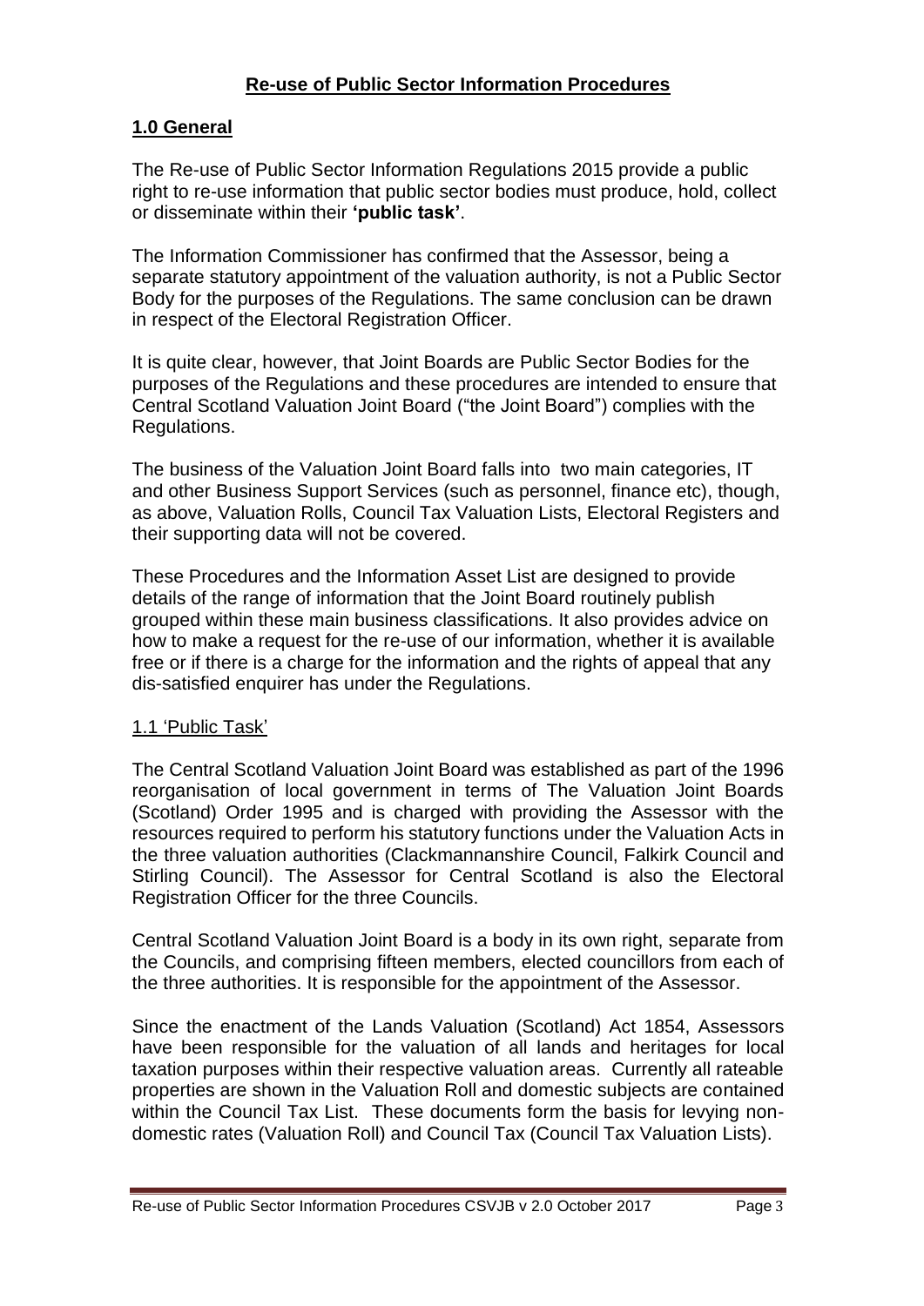## Re-use of Public Sector Information Procedures

### 1.0 General

The Re-use of Public Sector Information Regulations 2015 provide a public right to re-use information that public sector bodies must produce, hold, collect or disseminate within their **'public task'**.

The Information Commissioner has confirmed that the Assessor, being a separate statutory appointment of the valuation authority, is not a Public Sector Body for the purposes of the Regulations. The same conclusion can be drawn in respect of the Electoral Registration Officer.

It is quite clear, however, that Joint Boards are Public Sector Bodies for the purposes of the Regulations and these procedures are intended to ensure that Central Scotland Valuation Joint Board ("the Joint Board") complies with the Regulations.

The business of the Valuation Joint Board falls into two main categories, IT and other Business Support Services (such as personnel, finance etc), though, as above, Valuation Rolls, Council Tax Valuation Lists, Electoral Registers and their supporting data will not be covered.

These Procedures and the Information Asset List are designed to provide details of the range of information that the Joint Board routinely publish grouped within these main business classifications. It also provides advice on how to make a request for the re-use of our information, whether it is available free or if there is a charge for the information and the rights of appeal that any dis-satisfied enquirer has under the Regulations.

#### 1.1 'Public Task'

The Central Scotland Valuation Joint Board was established as part of the 1996 reorganisation of local government in terms of The Valuation Joint Boards (Scotland) Order 1995 and is charged with providing the Assessor with the resources required to perform his statutory functions under the Valuation Acts in the three valuation authorities (Clackmannanshire Council, Falkirk Council and Stirling Council). The Assessor for Central Scotland is also the Electoral Registration Officer for the three Councils.

Central Scotland Valuation Joint Board is a body in its own right, separate from the Councils, and comprising fifteen members, elected councillors from each of the three authorities. It is responsible for the appointment of the Assessor.

Since the enactment of the Lands Valuation (Scotland) Act 1854, Assessors have been responsible for the valuation of all lands and heritages for local taxation purposes within their respective valuation areas. Currently all rateable properties are shown in the Valuation Roll and domestic subjects are contained within the Council Tax List. These documents form the basis for levying non-domestic rates (Valuation Roll) and Council Tax (Council Tax Valuation Lists).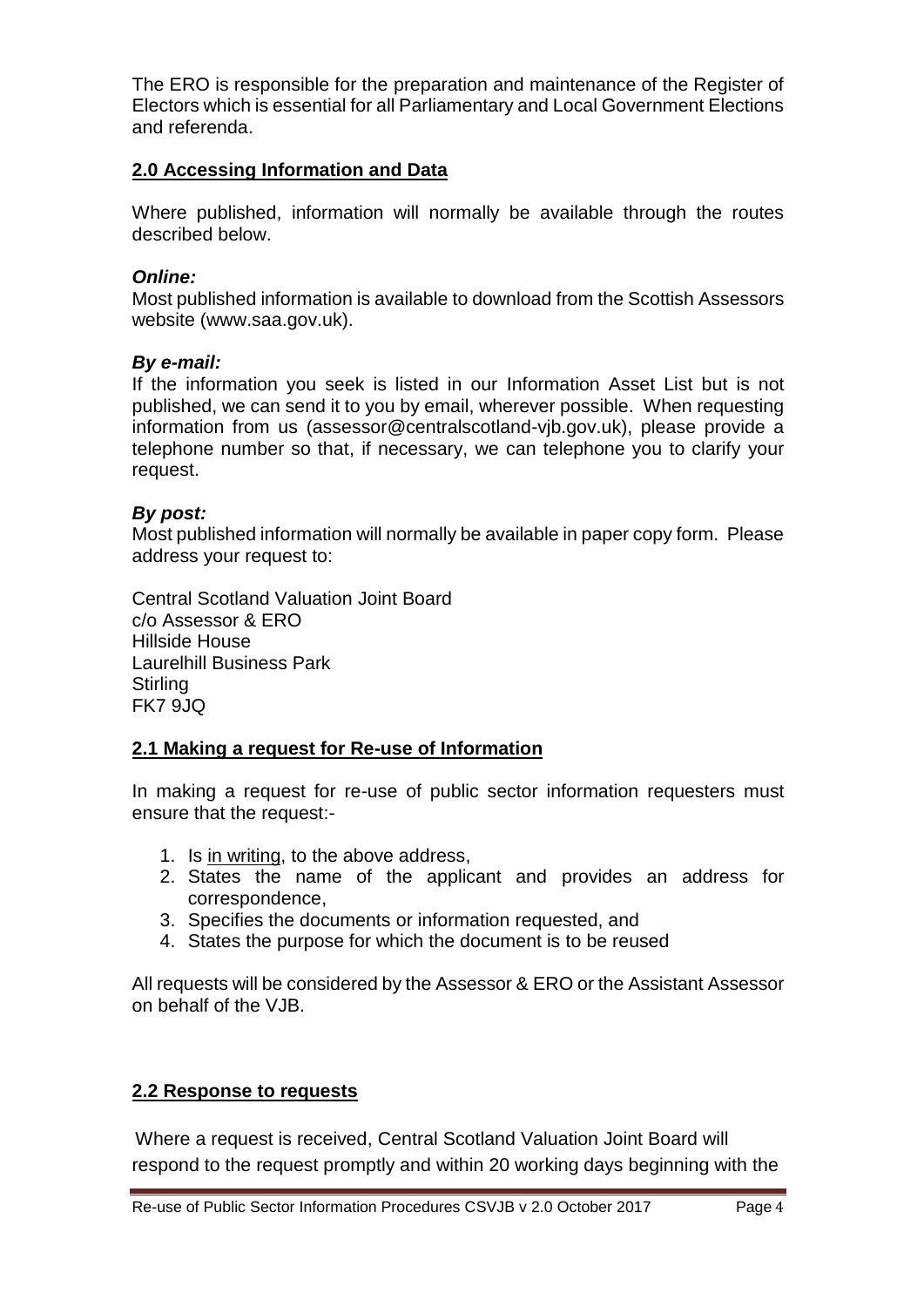The ERO is responsible for the preparation and maintenance of the Register of Electors which is essential for all Parliamentary and Local Government Elections and referenda.

## 2.0 Accessing Information and Data

Where published, information will normally be available through the routes described below.

***Online:***
Most published information is available to download from the Scottish Assessors website (www.saa.gov.uk).

***By e-mail:***
If the information you seek is listed in our Information Asset List but is not published, we can send it to you by email, wherever possible. When requesting information from us (assessor@centralscotland-vjb.gov.uk), please provide a telephone number so that, if necessary, we can telephone you to clarify your request.

***By post:***
Most published information will normally be available in paper copy form. Please address your request to:

Central Scotland Valuation Joint Board
c/o Assessor & ERO
Hillside House
Laurelhill Business Park
Stirling
FK7 9JQ

## 2.1 Making a request for Re-use of Information

In making a request for re-use of public sector information requesters must ensure that the request:-

1. Is in writing, to the above address,
2. States the name of the applicant and provides an address for correspondence,
3. Specifies the documents or information requested, and
4. States the purpose for which the document is to be reused

All requests will be considered by the Assessor & ERO or the Assistant Assessor on behalf of the VJB.

## 2.2 Response to requests

Where a request is received, Central Scotland Valuation Joint Board will respond to the request promptly and within 20 working days beginning with the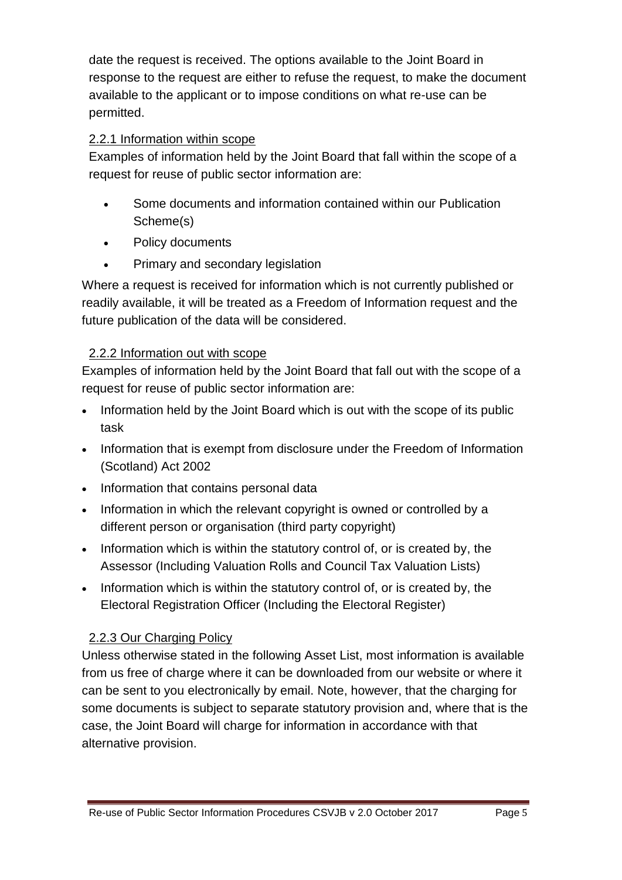date the request is received. The options available to the Joint Board in response to the request are either to refuse the request, to make the document available to the applicant or to impose conditions on what re-use can be permitted.

### 2.2.1 Information within scope

Examples of information held by the Joint Board that fall within the scope of a request for reuse of public sector information are:

- Some documents and information contained within our Publication Scheme(s)
- Policy documents
- Primary and secondary legislation

Where a request is received for information which is not currently published or readily available, it will be treated as a Freedom of Information request and the future publication of the data will be considered.

### 2.2.2 Information out with scope

Examples of information held by the Joint Board that fall out with the scope of a request for reuse of public sector information are:

- Information held by the Joint Board which is out with the scope of its public task
- Information that is exempt from disclosure under the Freedom of Information (Scotland) Act 2002
- Information that contains personal data
- Information in which the relevant copyright is owned or controlled by a different person or organisation (third party copyright)
- Information which is within the statutory control of, or is created by, the Assessor (Including Valuation Rolls and Council Tax Valuation Lists)
- Information which is within the statutory control of, or is created by, the Electoral Registration Officer (Including the Electoral Register)

### 2.2.3 Our Charging Policy

Unless otherwise stated in the following Asset List, most information is available from us free of charge where it can be downloaded from our website or where it can be sent to you electronically by email. Note, however, that the charging for some documents is subject to separate statutory provision and, where that is the case, the Joint Board will charge for information in accordance with that alternative provision.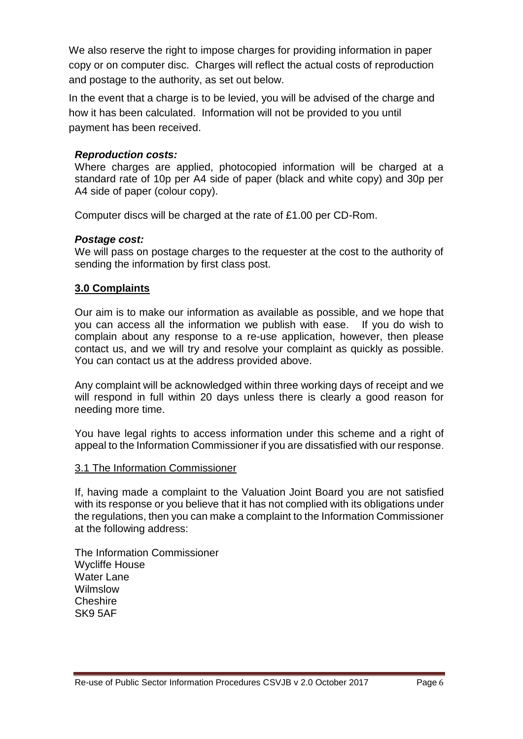We also reserve the right to impose charges for providing information in paper copy or on computer disc. Charges will reflect the actual costs of reproduction and postage to the authority, as set out below.

In the event that a charge is to be levied, you will be advised of the charge and how it has been calculated. Information will not be provided to you until payment has been received.

***Reproduction costs:***
Where charges are applied, photocopied information will be charged at a standard rate of 10p per A4 side of paper (black and white copy) and 30p per A4 side of paper (colour copy).

Computer discs will be charged at the rate of £1.00 per CD-Rom.

***Postage cost:***
We will pass on postage charges to the requester at the cost to the authority of sending the information by first class post.

## 3.0 Complaints

Our aim is to make our information as available as possible, and we hope that you can access all the information we publish with ease. If you do wish to complain about any response to a re-use application, however, then please contact us, and we will try and resolve your complaint as quickly as possible. You can contact us at the address provided above.

Any complaint will be acknowledged within three working days of receipt and we will respond in full within 20 days unless there is clearly a good reason for needing more time.

You have legal rights to access information under this scheme and a right of appeal to the Information Commissioner if you are dissatisfied with our response.

### 3.1 The Information Commissioner

If, having made a complaint to the Valuation Joint Board you are not satisfied with its response or you believe that it has not complied with its obligations under the regulations, then you can make a complaint to the Information Commissioner at the following address:

The Information Commissioner
Wycliffe House
Water Lane
Wilmslow
Cheshire
SK9 5AF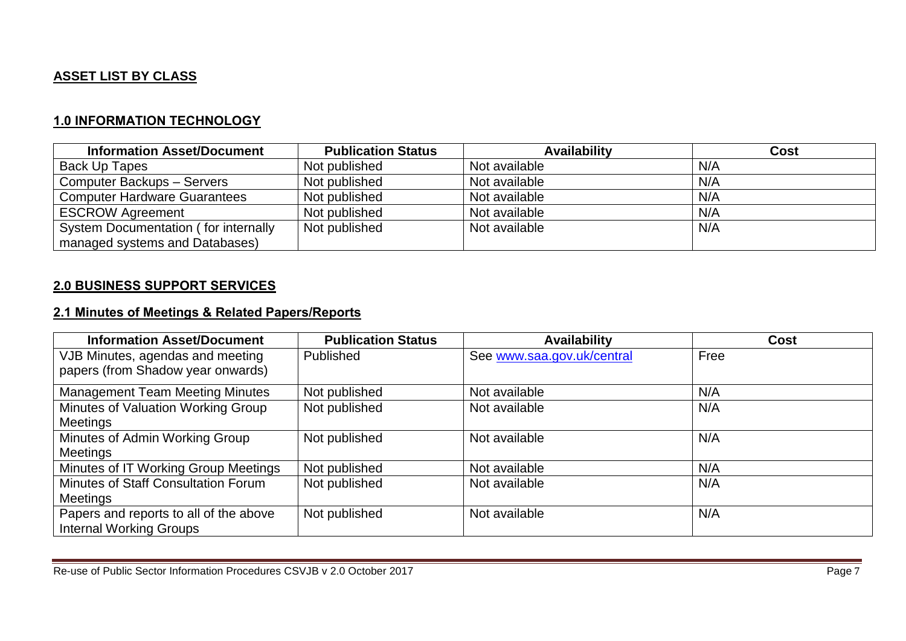## ASSET LIST BY CLASS

### 1.0 INFORMATION TECHNOLOGY

| Information Asset/Document | Publication Status | Availability | Cost |
| --- | --- | --- | --- |
| Back Up Tapes | Not published | Not available | N/A |
| Computer Backups – Servers | Not published | Not available | N/A |
| Computer Hardware Guarantees | Not published | Not available | N/A |
| ESCROW Agreement | Not published | Not available | N/A |
| System Documentation ( for internally managed systems and Databases) | Not published | Not available | N/A |

### 2.0 BUSINESS SUPPORT SERVICES

#### 2.1 Minutes of Meetings & Related Papers/Reports

| Information Asset/Document | Publication Status | Availability | Cost |
| --- | --- | --- | --- |
| VJB Minutes, agendas and meeting papers (from Shadow year onwards) | Published | See www.saa.gov.uk/central | Free |
| Management Team Meeting Minutes | Not published | Not available | N/A |
| Minutes of Valuation Working Group Meetings | Not published | Not available | N/A |
| Minutes of Admin Working Group Meetings | Not published | Not available | N/A |
| Minutes of IT Working Group Meetings | Not published | Not available | N/A |
| Minutes of Staff Consultation Forum Meetings | Not published | Not available | N/A |
| Papers and reports to all of the above Internal Working Groups | Not published | Not available | N/A |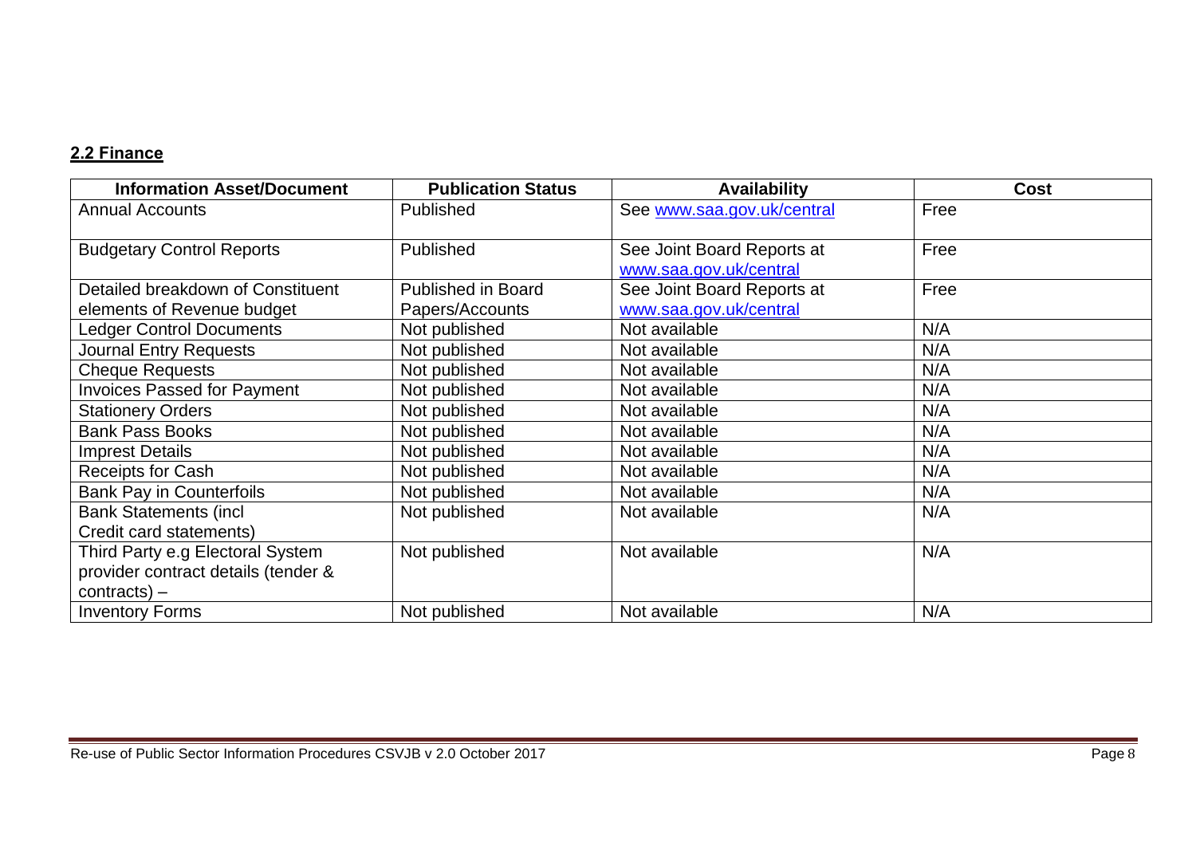## **2.2 Finance**

| Information Asset/Document | Publication Status | Availability | Cost |
|---|---|---|---|
| Annual Accounts | Published | See www.saa.gov.uk/central | Free |
| Budgetary Control Reports | Published | See Joint Board Reports at www.saa.gov.uk/central | Free |
| Detailed breakdown of Constituent elements of Revenue budget | Published in Board Papers/Accounts | See Joint Board Reports at www.saa.gov.uk/central | Free |
| Ledger Control Documents | Not published | Not available | N/A |
| Journal Entry Requests | Not published | Not available | N/A |
| Cheque Requests | Not published | Not available | N/A |
| Invoices Passed for Payment | Not published | Not available | N/A |
| Stationery Orders | Not published | Not available | N/A |
| Bank Pass Books | Not published | Not available | N/A |
| Imprest Details | Not published | Not available | N/A |
| Receipts for Cash | Not published | Not available | N/A |
| Bank Pay in Counterfoils | Not published | Not available | N/A |
| Bank Statements (incl Credit card statements) | Not published | Not available | N/A |
| Third Party e.g Electoral System provider contract details (tender & contracts) – | Not published | Not available | N/A |
| Inventory Forms | Not published | Not available | N/A |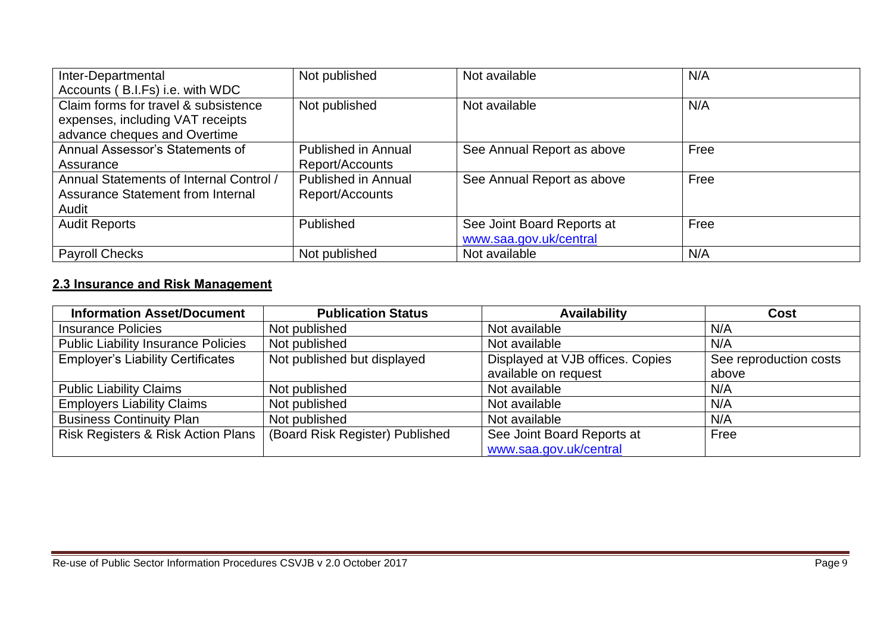| | | | |
|---|---|---|---|
| Inter-Departmental Accounts ( B.I.Fs) i.e. with WDC | Not published | Not available | N/A |
| Claim forms for travel & subsistence expenses, including VAT receipts advance cheques and Overtime | Not published | Not available | N/A |
| Annual Assessor's Statements of Assurance | Published in Annual Report/Accounts | See Annual Report as above | Free |
| Annual Statements of Internal Control / Assurance Statement from Internal Audit | Published in Annual Report/Accounts | See Annual Report as above | Free |
| Audit Reports | Published | See Joint Board Reports at www.saa.gov.uk/central | Free |
| Payroll Checks | Not published | Not available | N/A |

## 2.3 Insurance and Risk Management

| Information Asset/Document | Publication Status | Availability | Cost |
|---|---|---|---|
| Insurance Policies | Not published | Not available | N/A |
| Public Liability Insurance Policies | Not published | Not available | N/A |
| Employer's Liability Certificates | Not published but displayed | Displayed at VJB offices. Copies available on request | See reproduction costs above |
| Public Liability Claims | Not published | Not available | N/A |
| Employers Liability Claims | Not published | Not available | N/A |
| Business Continuity Plan | Not published | Not available | N/A |
| Risk Registers & Risk Action Plans | (Board Risk Register) Published | See Joint Board Reports at www.saa.gov.uk/central | Free |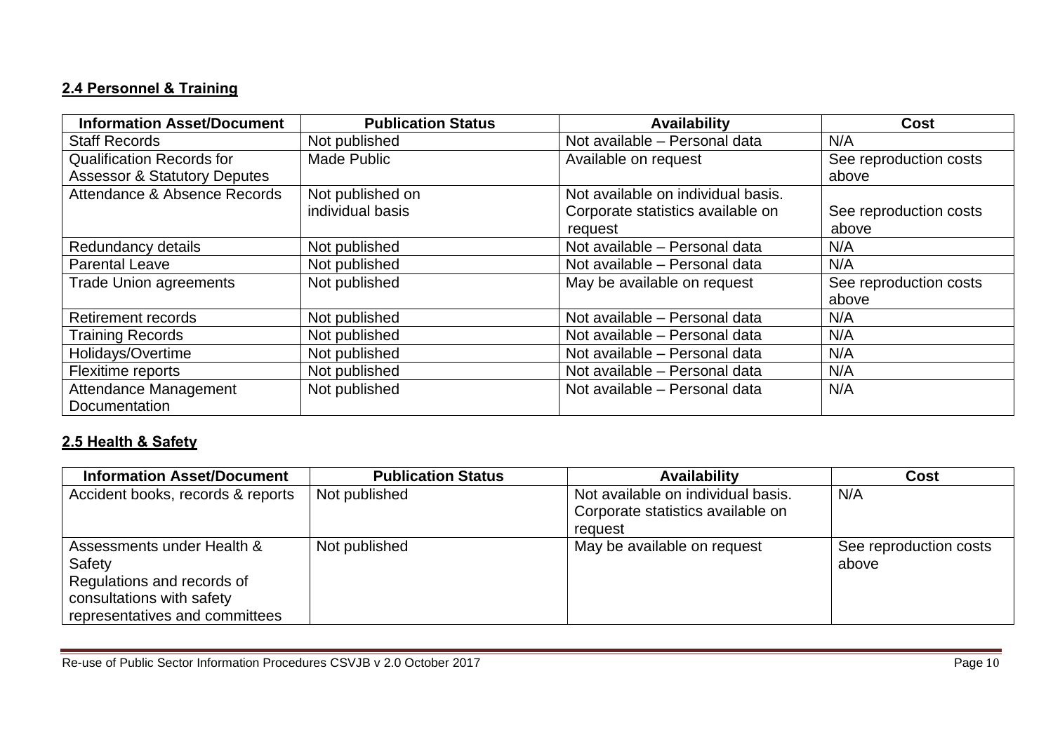### 2.4 Personnel & Training

| Information Asset/Document | Publication Status | Availability | Cost |
| --- | --- | --- | --- |
| Staff Records | Not published | Not available – Personal data | N/A |
| Qualification Records for Assessor & Statutory Deputes | Made Public | Available on request | See reproduction costs above |
| Attendance & Absence Records | Not published on individual basis | Not available on individual basis. Corporate statistics available on request | See reproduction costs above |
| Redundancy details | Not published | Not available – Personal data | N/A |
| Parental Leave | Not published | Not available – Personal data | N/A |
| Trade Union agreements | Not published | May be available on request | See reproduction costs above |
| Retirement records | Not published | Not available – Personal data | N/A |
| Training Records | Not published | Not available – Personal data | N/A |
| Holidays/Overtime | Not published | Not available – Personal data | N/A |
| Flexitime reports | Not published | Not available – Personal data | N/A |
| Attendance Management Documentation | Not published | Not available – Personal data | N/A |

### 2.5 Health & Safety

| Information Asset/Document | Publication Status | Availability | Cost |
| --- | --- | --- | --- |
| Accident books, records & reports | Not published | Not available on individual basis. Corporate statistics available on request | N/A |
| Assessments under Health & Safety Regulations and records of consultations with safety representatives and committees | Not published | May be available on request | See reproduction costs above |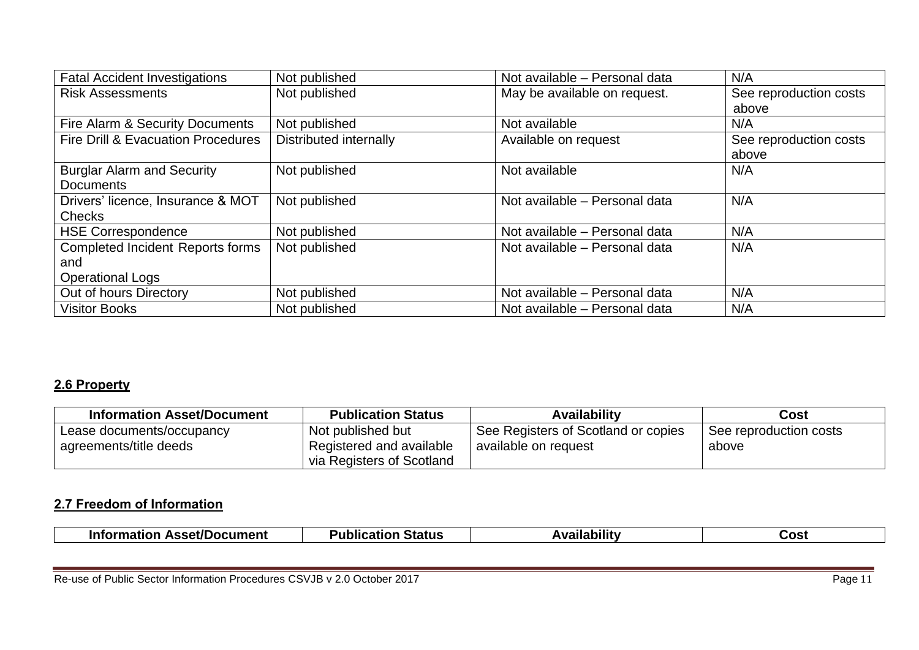| Fatal Accident Investigations | Not published | Not available – Personal data | N/A |
|---|---|---|---|
| Risk Assessments | Not published | May be available on request. | See reproduction costs above |
| Fire Alarm & Security Documents | Not published | Not available | N/A |
| Fire Drill & Evacuation Procedures | Distributed internally | Available on request | See reproduction costs above |
| Burglar Alarm and Security Documents | Not published | Not available | N/A |
| Drivers' licence, Insurance & MOT Checks | Not published | Not available – Personal data | N/A |
| HSE Correspondence | Not published | Not available – Personal data | N/A |
| Completed Incident Reports forms and Operational Logs | Not published | Not available – Personal data | N/A |
| Out of hours Directory | Not published | Not available – Personal data | N/A |
| Visitor Books | Not published | Not available – Personal data | N/A |

## 2.6 Property

| Information Asset/Document | Publication Status | Availability | Cost |
|---|---|---|---|
| Lease documents/occupancy agreements/title deeds | Not published but Registered and available via Registers of Scotland | See Registers of Scotland or copies available on request | See reproduction costs above |

## 2.7 Freedom of Information

| Information Asset/Document | Publication Status | Availability | Cost |
|---|---|---|---|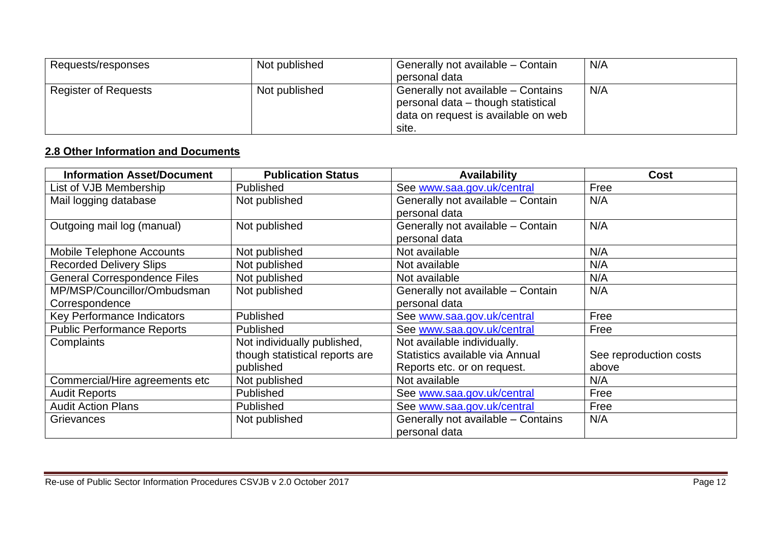| | | | |
|---|---|---|---|
| Requests/responses | Not published | Generally not available – Contain personal data | N/A |
| Register of Requests | Not published | Generally not available – Contains personal data – though statistical data on request is available on web site. | N/A |

## 2.8 Other Information and Documents

| Information Asset/Document | Publication Status | Availability | Cost |
|---|---|---|---|
| List of VJB Membership | Published | See www.saa.gov.uk/central | Free |
| Mail logging database | Not published | Generally not available – Contain personal data | N/A |
| Outgoing mail log (manual) | Not published | Generally not available – Contain personal data | N/A |
| Mobile Telephone Accounts | Not published | Not available | N/A |
| Recorded Delivery Slips | Not published | Not available | N/A |
| General Correspondence Files | Not published | Not available | N/A |
| MP/MSP/Councillor/Ombudsman Correspondence | Not published | Generally not available – Contain personal data | N/A |
| Key Performance Indicators | Published | See www.saa.gov.uk/central | Free |
| Public Performance Reports | Published | See www.saa.gov.uk/central | Free |
| Complaints | Not individually published, though statistical reports are published | Not available individually. Statistics available via Annual Reports etc. or on request. | See reproduction costs above |
| Commercial/Hire agreements etc | Not published | Not available | N/A |
| Audit Reports | Published | See www.saa.gov.uk/central | Free |
| Audit Action Plans | Published | See www.saa.gov.uk/central | Free |
| Grievances | Not published | Generally not available – Contains personal data | N/A |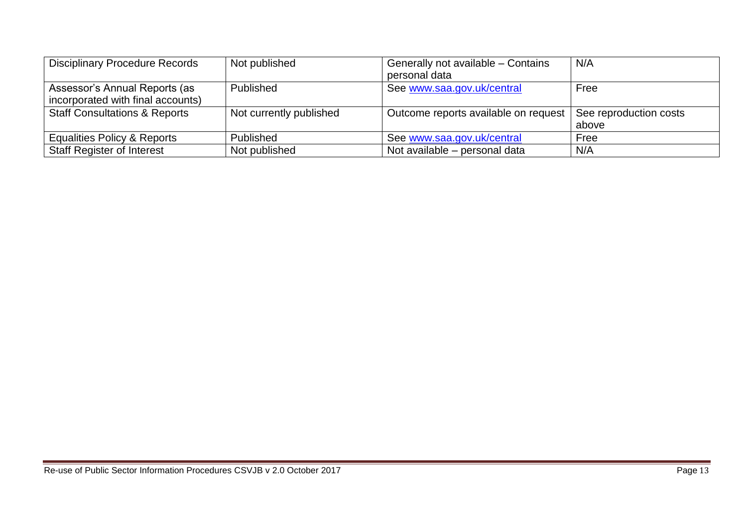| | | | |
|---|---|---|---|
| Disciplinary Procedure Records | Not published | Generally not available – Contains personal data | N/A |
| Assessor's Annual Reports (as incorporated with final accounts) | Published | See www.saa.gov.uk/central | Free |
| Staff Consultations & Reports | Not currently published | Outcome reports available on request | See reproduction costs above |
| Equalities Policy & Reports | Published | See www.saa.gov.uk/central | Free |
| Staff Register of Interest | Not published | Not available – personal data | N/A |